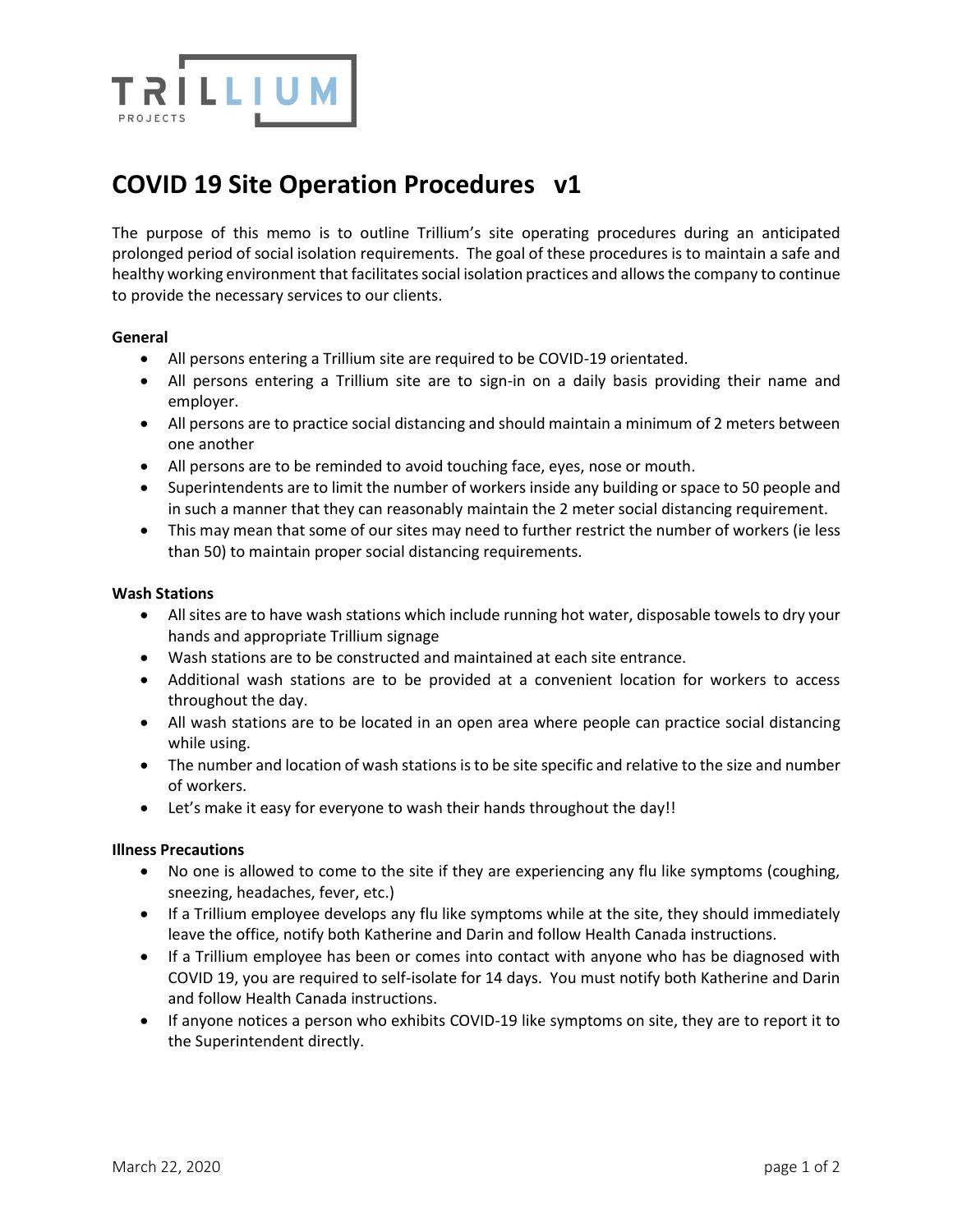TRILLIUM
PROJECTS

# COVID 19 Site Operation Procedures v1

The purpose of this memo is to outline Trillium's site operating procedures during an anticipated prolonged period of social isolation requirements. The goal of these procedures is to maintain a safe and healthy working environment that facilitates social isolation practices and allows the company to continue to provide the necessary services to our clients.

**General**

- All persons entering a Trillium site are required to be COVID-19 orientated.
- All persons entering a Trillium site are to sign-in on a daily basis providing their name and employer.
- All persons are to practice social distancing and should maintain a minimum of 2 meters between one another
- All persons are to be reminded to avoid touching face, eyes, nose or mouth.
- Superintendents are to limit the number of workers inside any building or space to 50 people and in such a manner that they can reasonably maintain the 2 meter social distancing requirement.
- This may mean that some of our sites may need to further restrict the number of workers (ie less than 50) to maintain proper social distancing requirements.

**Wash Stations**

- All sites are to have wash stations which include running hot water, disposable towels to dry your hands and appropriate Trillium signage
- Wash stations are to be constructed and maintained at each site entrance.
- Additional wash stations are to be provided at a convenient location for workers to access throughout the day.
- All wash stations are to be located in an open area where people can practice social distancing while using.
- The number and location of wash stations is to be site specific and relative to the size and number of workers.
- Let's make it easy for everyone to wash their hands throughout the day!!

**Illness Precautions**

- No one is allowed to come to the site if they are experiencing any flu like symptoms (coughing, sneezing, headaches, fever, etc.)
- If a Trillium employee develops any flu like symptoms while at the site, they should immediately leave the office, notify both Katherine and Darin and follow Health Canada instructions.
- If a Trillium employee has been or comes into contact with anyone who has be diagnosed with COVID 19, you are required to self-isolate for 14 days. You must notify both Katherine and Darin and follow Health Canada instructions.
- If anyone notices a person who exhibits COVID-19 like symptoms on site, they are to report it to the Superintendent directly.

March 22, 2020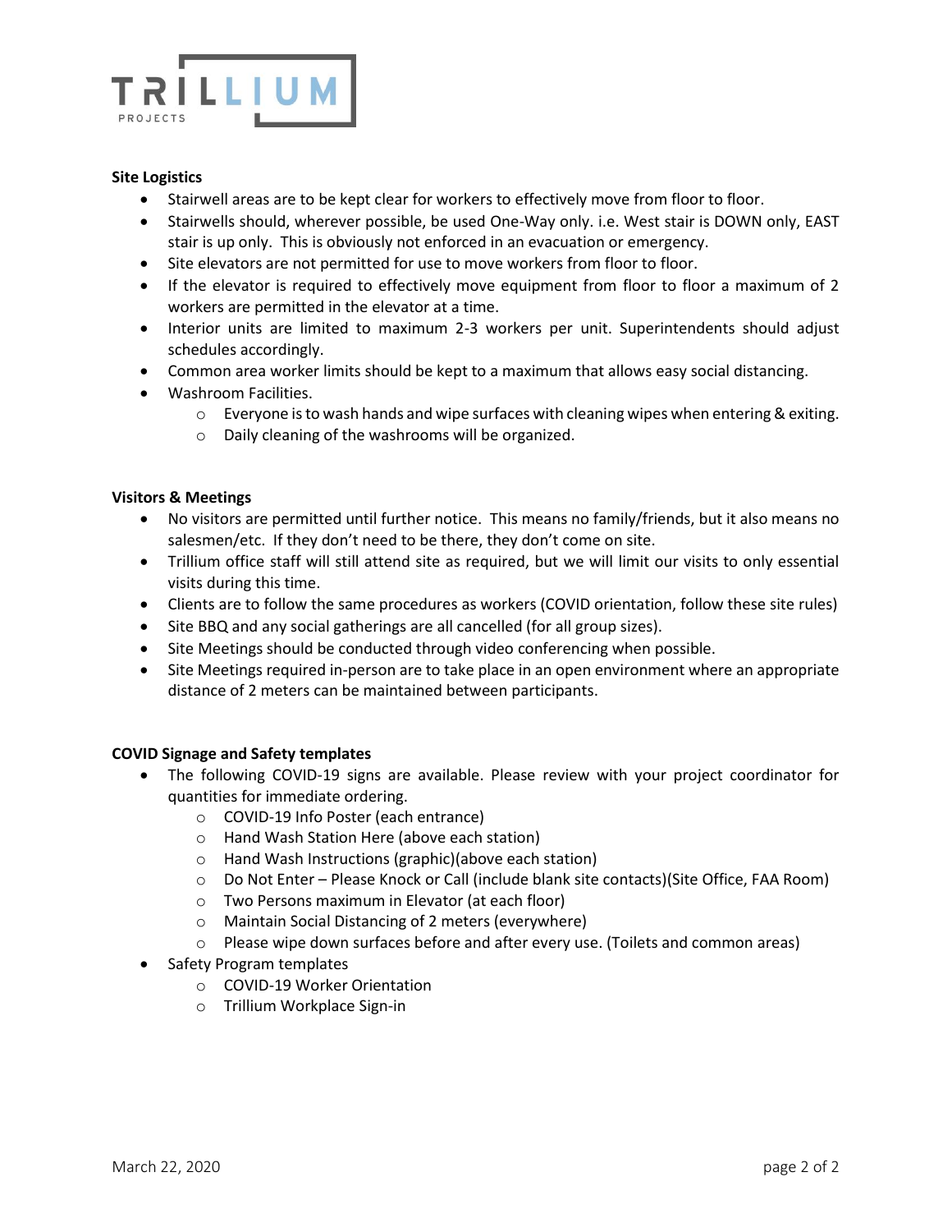### Site Logistics

- Stairwell areas are to be kept clear for workers to effectively move from floor to floor.
- Stairwells should, wherever possible, be used One-Way only. i.e. West stair is DOWN only, EAST stair is up only. This is obviously not enforced in an evacuation or emergency.
- Site elevators are not permitted for use to move workers from floor to floor.
- If the elevator is required to effectively move equipment from floor to floor a maximum of 2 workers are permitted in the elevator at a time.
- Interior units are limited to maximum 2-3 workers per unit. Superintendents should adjust schedules accordingly.
- Common area worker limits should be kept to a maximum that allows easy social distancing.
- Washroom Facilities.
  - Everyone is to wash hands and wipe surfaces with cleaning wipes when entering & exiting.
  - Daily cleaning of the washrooms will be organized.

### Visitors & Meetings

- No visitors are permitted until further notice. This means no family/friends, but it also means no salesmen/etc. If they don't need to be there, they don't come on site.
- Trillium office staff will still attend site as required, but we will limit our visits to only essential visits during this time.
- Clients are to follow the same procedures as workers (COVID orientation, follow these site rules)
- Site BBQ and any social gatherings are all cancelled (for all group sizes).
- Site Meetings should be conducted through video conferencing when possible.
- Site Meetings required in-person are to take place in an open environment where an appropriate distance of 2 meters can be maintained between participants.

### COVID Signage and Safety templates

- The following COVID-19 signs are available. Please review with your project coordinator for quantities for immediate ordering.
  - COVID-19 Info Poster (each entrance)
  - Hand Wash Station Here (above each station)
  - Hand Wash Instructions (graphic)(above each station)
  - Do Not Enter – Please Knock or Call (include blank site contacts)(Site Office, FAA Room)
  - Two Persons maximum in Elevator (at each floor)
  - Maintain Social Distancing of 2 meters (everywhere)
  - Please wipe down surfaces before and after every use. (Toilets and common areas)
- Safety Program templates
  - COVID-19 Worker Orientation
  - Trillium Workplace Sign-in

March 22, 2020